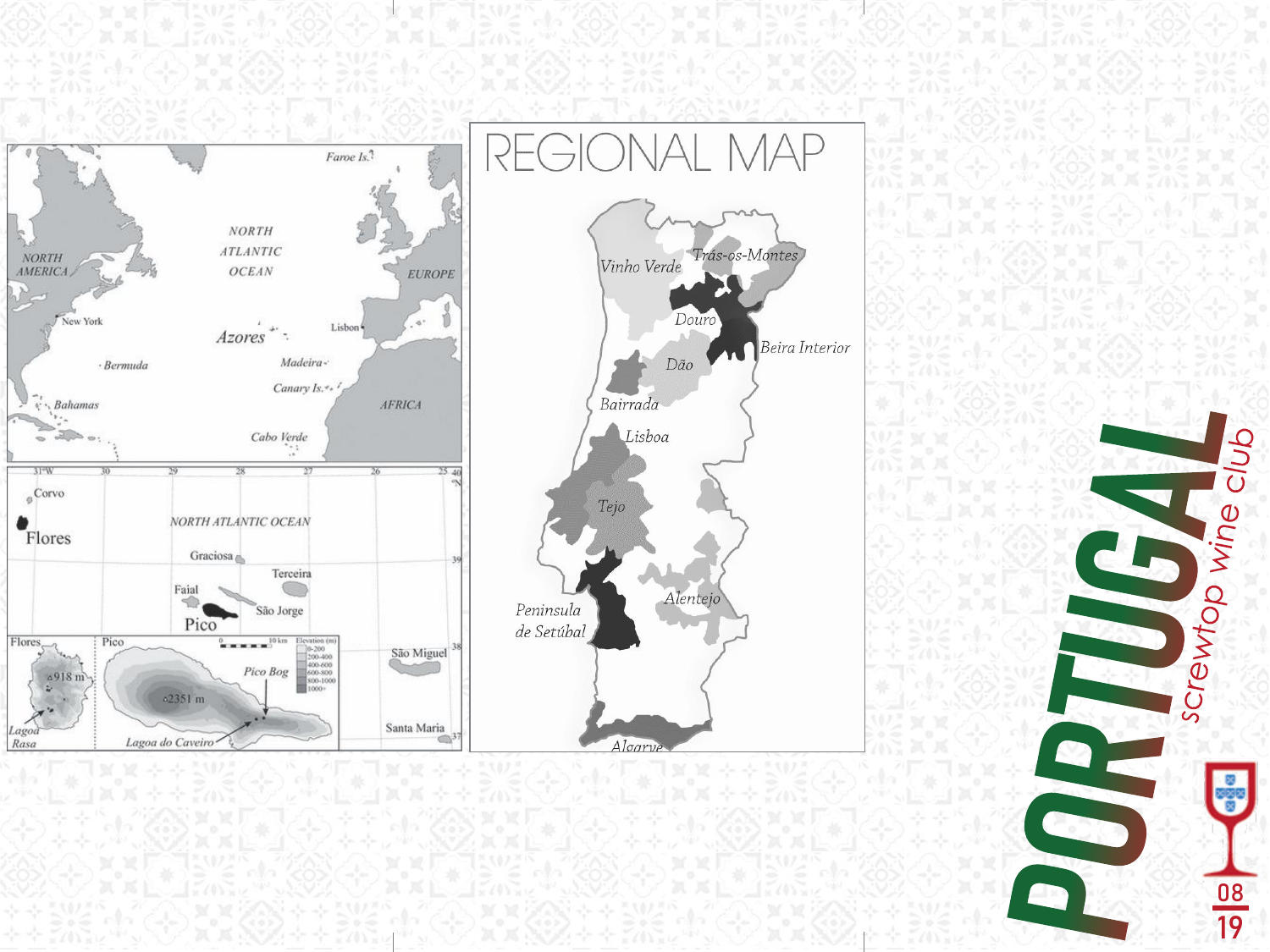# REGIONAL MAP

Vinho Verde

Trás-os-Montes

Douro

Beira Interior

Dão

Bairrada

Lisboa

Tejo

Alentejo

Peninsula de Setúbal

Algarve

NORTH ATLANTIC OCEAN

NORTH AMERICA

EUROPE

AFRICA

Faroe Is.

New York

Bermuda

Bahamas

Azores

Lisbon

Madeira

Canary Is.

Cabo Verde

Corvo

Flores

Graciosa

Terceira

Faial

São Jorge

Pico

São Miguel

Santa Maria

Flores: 918 m, Lagoa Rasa

Pico: 2351 m, Pico Bog, Lagoa do Caveiro

Elevation (m): 0-200, 200-400, 400-600, 600-800, 800-1000, 1000+

10 km

# PORTUGAL

screwtop wine club

08 19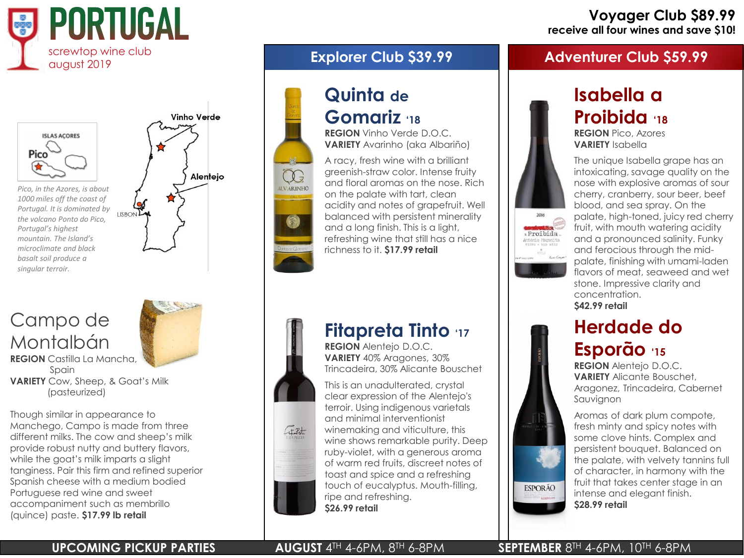# PORTUGAL

screwtop wine club
august 2019

**Voyager Club $89.99**
**receive all four wines and save $10!**

Vinho Verde

Alentejo

LISBON

ISLAS AÇORES

Pico

*Pico, in the Azores, is about 1000 miles off the coast of Portugal. It is dominated by the volcano Ponto do Pico, Portugal's highest mountain. The Island's microclimate and black basalt soil produce a singular terroir.*

## Campo de Montalbán

**REGION** Castilla La Mancha, Spain
**VARIETY** Cow, Sheep, & Goat's Milk (pasteurized)

Though similar in appearance to Manchego, Campo is made from three different milks. The cow and sheep's milk provide robust nutty and buttery flavors, while the goat's milk imparts a slight tanginess. Pair this firm and refined superior Spanish cheese with a medium bodied Portuguese red wine and sweet accompaniment such as membrillo (quince) paste. **$17.99 lb retail**

## Explorer Club $39.99

### Quinta de Gomariz '18

**REGION** Vinho Verde D.O.C.
**VARIETY** Avarinho (aka Albariño)

A racy, fresh wine with a brilliant greenish-straw color. Intense fruity and floral aromas on the nose. Rich on the palate with tart, clean acidity and notes of grapefruit. Well balanced with persistent minerality and a long finish. This is a light, refreshing wine that still has a nice richness to it. **$17.99 retail**

### Fitapreta Tinto '17

**REGION** Alentejo D.O.C.
**VARIETY** 40% Aragones, 30% Trincadeira, 30% Alicante Bouschet

This is an unadulterated, crystal clear expression of the Alentejo's terroir. Using indigenous varietals and minimal interventionist winemaking and viticulture, this wine shows remarkable purity. Deep ruby-violet, with a generous aroma of warm red fruits, discreet notes of toast and spice and a refreshing touch of eucalyptus. Mouth-filling, ripe and refreshing.
**$26.99 retail**

## Adventurer Club $59.99

### Isabella a Proibida '18

**REGION** Pico, Azores
**VARIETY** Isabella

The unique Isabella grape has an intoxicating, savage quality on the nose with explosive aromas of sour cherry, cranberry, sour beer, beef blood, and sea spray. On the palate, high-toned, juicy red cherry fruit, with mouth watering acidity and a pronounced salinity. Funky and ferocious through the mid-palate, finishing with umami-laden flavors of meat, seaweed and wet stone. Impressive clarity and concentration.
**$42.99 retail**

### Herdade do Esporão '15

**REGION** Alentejo D.O.C.
**VARIETY** Alicante Bouschet, Aragonez, Trincadeira, Cabernet Sauvignon

Aromas of dark plum compote, fresh minty and spicy notes with some clove hints. Complex and persistent bouquet. Balanced on the palate, with velvety tannins full of character, in harmony with the fruit that takes center stage in an intense and elegant finish.
**$28.99 retail**

**UPCOMING PICKUP PARTIES** **AUGUST** 4TH 4-6PM, 8TH 6-8PM **SEPTEMBER** 8TH 4-6PM, 10TH 6-8PM